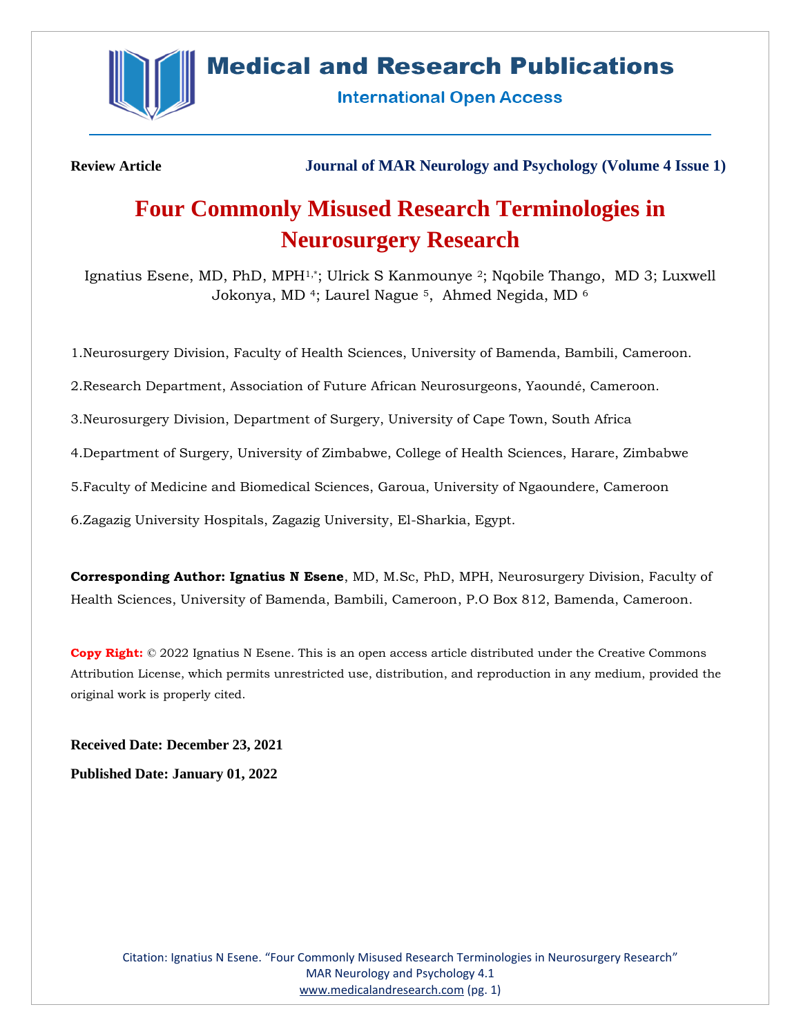**Review Article** **Journal of MAR Neurology and Psychology (Volume 4 Issue 1)**

# Four Commonly Misused Research Terminologies in Neurosurgery Research

Ignatius Esene, MD, PhD, MPH[1,*]; Ulrick S Kanmounye [2]; Nqobile Thango, MD [3]; Luxwell Jokonya, MD [4]; Laurel Nague [5], Ahmed Negida, MD [6]

1.Neurosurgery Division, Faculty of Health Sciences, University of Bamenda, Bambili, Cameroon.

2.Research Department, Association of Future African Neurosurgeons, Yaoundé, Cameroon.

3.Neurosurgery Division, Department of Surgery, University of Cape Town, South Africa

4.Department of Surgery, University of Zimbabwe, College of Health Sciences, Harare, Zimbabwe

5.Faculty of Medicine and Biomedical Sciences, Garoua, University of Ngaoundere, Cameroon

6.Zagazig University Hospitals, Zagazig University, El-Sharkia, Egypt.

**Corresponding Author: Ignatius N Esene**, MD, M.Sc, PhD, MPH, Neurosurgery Division, Faculty of Health Sciences, University of Bamenda, Bambili, Cameroon, P.O Box 812, Bamenda, Cameroon.

**Copy Right:** © 2022 Ignatius N Esene. This is an open access article distributed under the Creative Commons Attribution License, which permits unrestricted use, distribution, and reproduction in any medium, provided the original work is properly cited.

**Received Date: December 23, 2021**

**Published Date: January 01, 2022**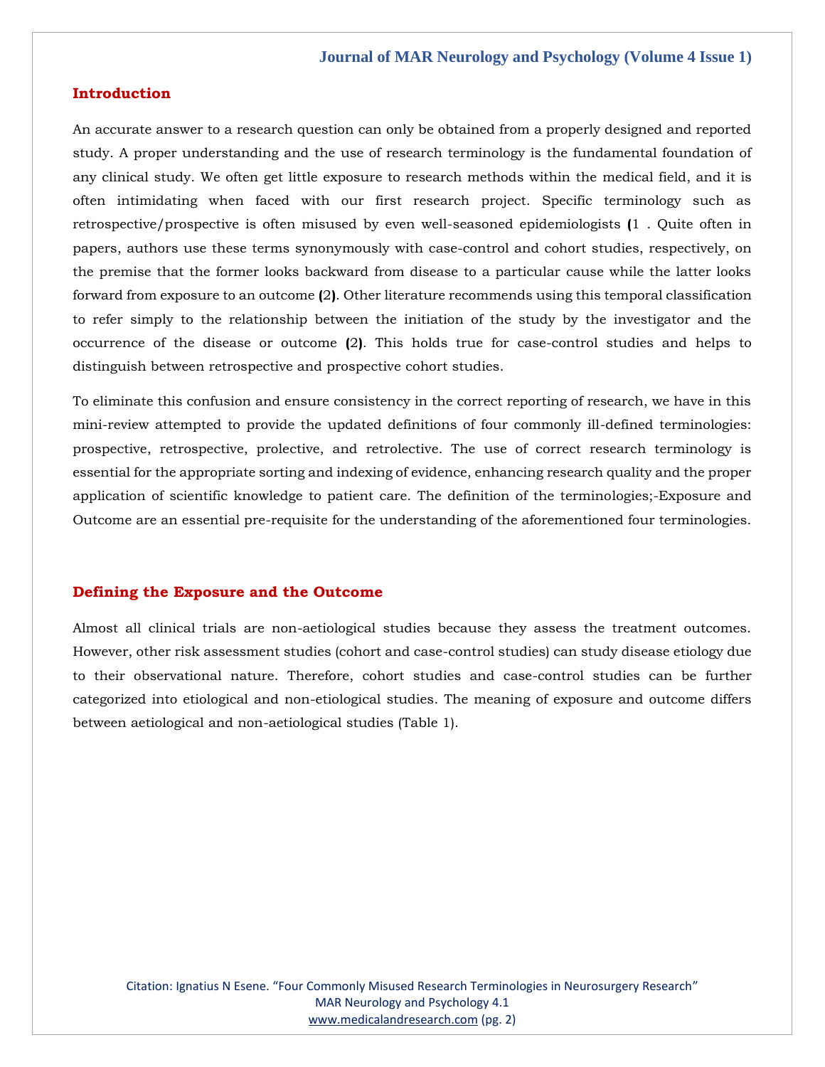## Introduction

An accurate answer to a research question can only be obtained from a properly designed and reported study. A proper understanding and the use of research terminology is the fundamental foundation of any clinical study. We often get little exposure to research methods within the medical field, and it is often intimidating when faced with our first research project. Specific terminology such as retrospective/prospective is often misused by even well-seasoned epidemiologists (1 . Quite often in papers, authors use these terms synonymously with case-control and cohort studies, respectively, on the premise that the former looks backward from disease to a particular cause while the latter looks forward from exposure to an outcome (2). Other literature recommends using this temporal classification to refer simply to the relationship between the initiation of the study by the investigator and the occurrence of the disease or outcome (2). This holds true for case-control studies and helps to distinguish between retrospective and prospective cohort studies.

To eliminate this confusion and ensure consistency in the correct reporting of research, we have in this mini-review attempted to provide the updated definitions of four commonly ill-defined terminologies: prospective, retrospective, prolective, and retrolective. The use of correct research terminology is essential for the appropriate sorting and indexing of evidence, enhancing research quality and the proper application of scientific knowledge to patient care. The definition of the terminologies;-Exposure and Outcome are an essential pre-requisite for the understanding of the aforementioned four terminologies.

## Defining the Exposure and the Outcome

Almost all clinical trials are non-aetiological studies because they assess the treatment outcomes. However, other risk assessment studies (cohort and case-control studies) can study disease etiology due to their observational nature. Therefore, cohort studies and case-control studies can be further categorized into etiological and non-etiological studies. The meaning of exposure and outcome differs between aetiological and non-aetiological studies (Table 1).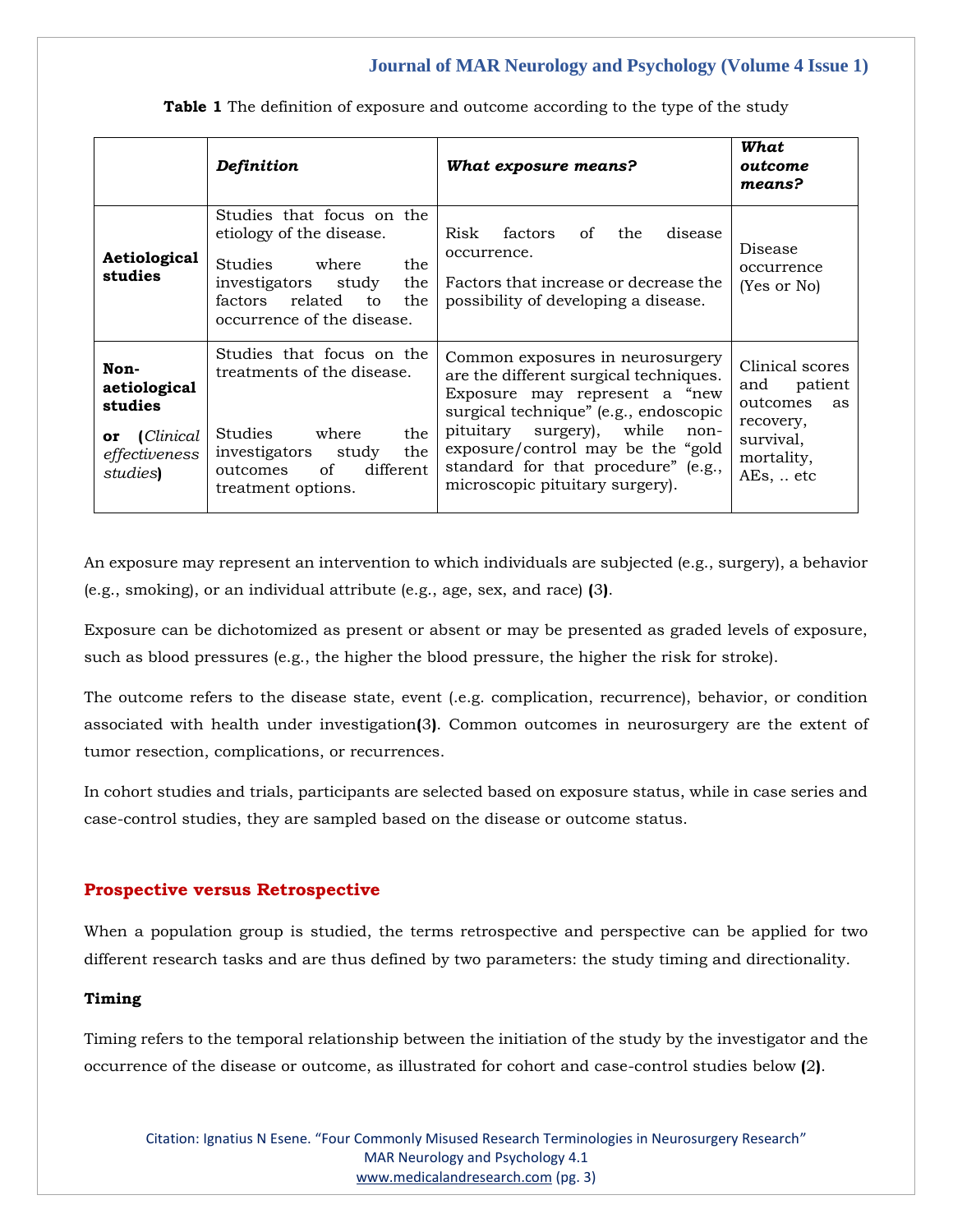**Table 1** The definition of exposure and outcome according to the type of the study

| | *Definition* | *What exposure means?* | *What outcome means?* |
|---|---|---|---|
| **Aetiological studies** | Studies that focus on the etiology of the disease. Studies where the investigators study the factors related to the occurrence of the disease. | Risk factors of the disease occurrence. Factors that increase or decrease the possibility of developing a disease. | Disease occurrence (Yes or No) |
| **Non-aetiological studies or (*Clinical effectiveness studies*)** | Studies that focus on the treatments of the disease. Studies where the investigators study the outcomes of different treatment options. | Common exposures in neurosurgery are the different surgical techniques. Exposure may represent a "new surgical technique" (e.g., endoscopic pituitary surgery), while non-exposure/control may be the "gold standard for that procedure" (e.g., microscopic pituitary surgery). | Clinical scores and patient outcomes as recovery, survival, mortality, AEs, .. etc |

An exposure may represent an intervention to which individuals are subjected (e.g., surgery), a behavior (e.g., smoking), or an individual attribute (e.g., age, sex, and race) (3).

Exposure can be dichotomized as present or absent or may be presented as graded levels of exposure, such as blood pressures (e.g., the higher the blood pressure, the higher the risk for stroke).

The outcome refers to the disease state, event (.e.g. complication, recurrence), behavior, or condition associated with health under investigation(3). Common outcomes in neurosurgery are the extent of tumor resection, complications, or recurrences.

In cohort studies and trials, participants are selected based on exposure status, while in case series and case-control studies, they are sampled based on the disease or outcome status.

## Prospective versus Retrospective

When a population group is studied, the terms retrospective and perspective can be applied for two different research tasks and are thus defined by two parameters: the study timing and directionality.

### Timing

Timing refers to the temporal relationship between the initiation of the study by the investigator and the occurrence of the disease or outcome, as illustrated for cohort and case-control studies below (2).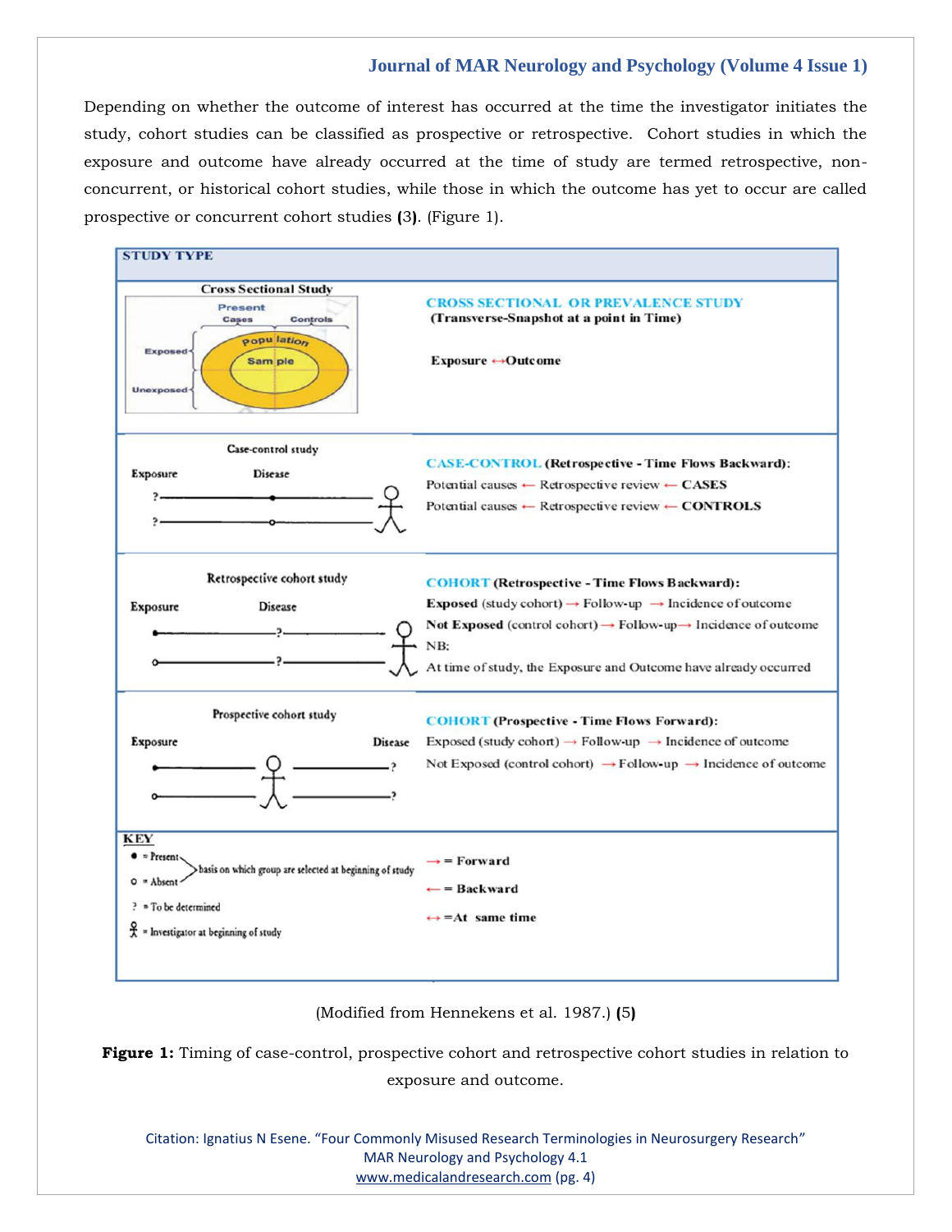Depending on whether the outcome of interest has occurred at the time the investigator initiates the study, cohort studies can be classified as prospective or retrospective. Cohort studies in which the exposure and outcome have already occurred at the time of study are termed retrospective, non-concurrent, or historical cohort studies, while those in which the outcome has yet to occur are called prospective or concurrent cohort studies **(**3**)**. (Figure 1).

| STUDY TYPE | |
|---|---|
| Cross Sectional Study<br>Present: Cases, Controls<br>Exposed / Unexposed<br>Population / Sample | **CROSS SECTIONAL OR PREVALENCE STUDY**<br>**(Transverse-Snapshot at a point in Time)**<br>**Exposure ↔ Outcome** |
| Case-control study<br>Exposure — Disease<br>? ——●——<br>? ——○—— | **CASE-CONTROL (Retrospective - Time Flows Backward):**<br>Potential causes ← Retrospective review ← **CASES**<br>Potential causes ← Retrospective review ← **CONTROLS** |
| Retrospective cohort study<br>Exposure — Disease<br>●——?——<br>○——?—— | **COHORT (Retrospective - Time Flows Backward):**<br>**Exposed** (study cohort) → Follow-up → Incidence of outcome<br>**Not Exposed** (control cohort) → Follow-up → Incidence of outcome<br>NB:<br>At time of study, the Exposure and Outcome have already occurred |
| Prospective cohort study<br>Exposure — Disease<br>●—— ——?<br>○—— ——? | **COHORT (Prospective - Time Flows Forward):**<br>Exposed (study cohort) → Follow-up → Incidence of outcome<br>Not Exposed (control cohort) → Follow-up → Incidence of outcome |
| **KEY**<br>● = Present, ○ = Absent: basis on which group are selected at beginning of study<br>? = To be determined<br>(stick figure) = Investigator at beginning of study | → = **Forward**<br>← = **Backward**<br>↔ = **At same time** |

(Modified from Hennekens et al. 1987.) **(**5**)**

**Figure 1:** Timing of case-control, prospective cohort and retrospective cohort studies in relation to exposure and outcome.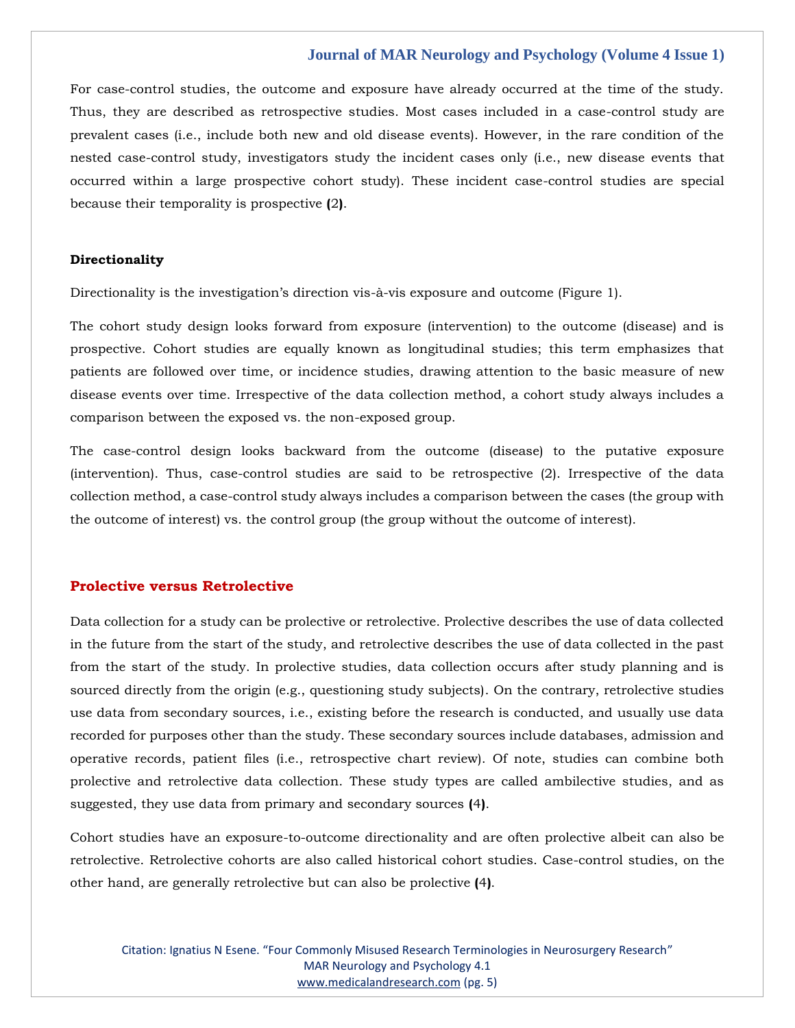For case-control studies, the outcome and exposure have already occurred at the time of the study. Thus, they are described as retrospective studies. Most cases included in a case-control study are prevalent cases (i.e., include both new and old disease events). However, in the rare condition of the nested case-control study, investigators study the incident cases only (i.e., new disease events that occurred within a large prospective cohort study). These incident case-control studies are special because their temporality is prospective (2).

**Directionality**

Directionality is the investigation's direction vis-à-vis exposure and outcome (Figure 1).

The cohort study design looks forward from exposure (intervention) to the outcome (disease) and is prospective. Cohort studies are equally known as longitudinal studies; this term emphasizes that patients are followed over time, or incidence studies, drawing attention to the basic measure of new disease events over time. Irrespective of the data collection method, a cohort study always includes a comparison between the exposed vs. the non-exposed group.

The case-control design looks backward from the outcome (disease) to the putative exposure (intervention). Thus, case-control studies are said to be retrospective (2). Irrespective of the data collection method, a case-control study always includes a comparison between the cases (the group with the outcome of interest) vs. the control group (the group without the outcome of interest).

## Prolective versus Retrolective

Data collection for a study can be prolective or retrolective. Prolective describes the use of data collected in the future from the start of the study, and retrolective describes the use of data collected in the past from the start of the study. In prolective studies, data collection occurs after study planning and is sourced directly from the origin (e.g., questioning study subjects). On the contrary, retrolective studies use data from secondary sources, i.e., existing before the research is conducted, and usually use data recorded for purposes other than the study. These secondary sources include databases, admission and operative records, patient files (i.e., retrospective chart review). Of note, studies can combine both prolective and retrolective data collection. These study types are called ambilective studies, and as suggested, they use data from primary and secondary sources (4).

Cohort studies have an exposure-to-outcome directionality and are often prolective albeit can also be retrolective. Retrolective cohorts are also called historical cohort studies. Case-control studies, on the other hand, are generally retrolective but can also be prolective (4).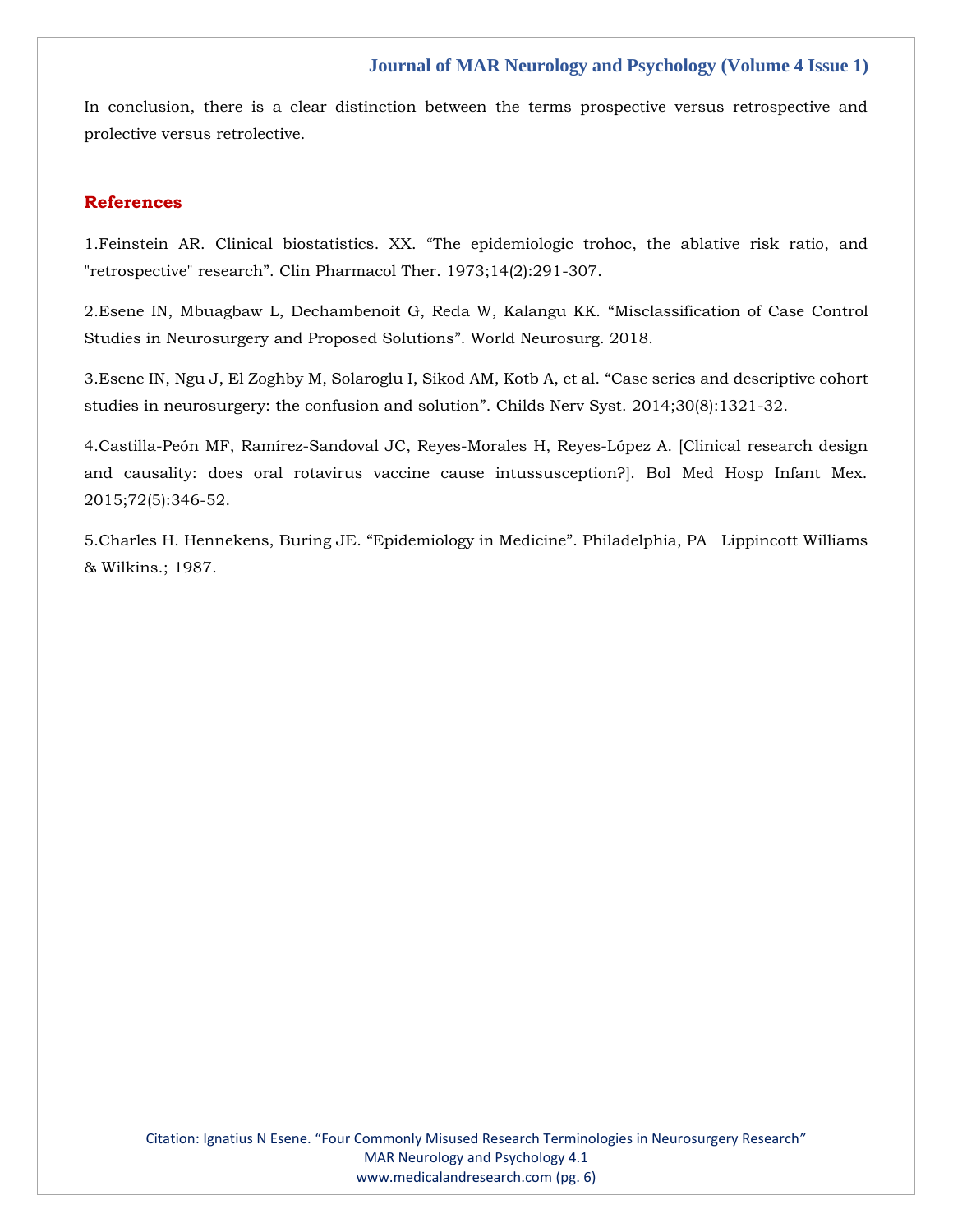In conclusion, there is a clear distinction between the terms prospective versus retrospective and prolective versus retrolective.

## References

1.Feinstein AR. Clinical biostatistics. XX. “The epidemiologic trohoc, the ablative risk ratio, and "retrospective" research”. Clin Pharmacol Ther. 1973;14(2):291-307.

2.Esene IN, Mbuagbaw L, Dechambenoit G, Reda W, Kalangu KK. “Misclassification of Case Control Studies in Neurosurgery and Proposed Solutions”. World Neurosurg. 2018.

3.Esene IN, Ngu J, El Zoghby M, Solaroglu I, Sikod AM, Kotb A, et al. “Case series and descriptive cohort studies in neurosurgery: the confusion and solution”. Childs Nerv Syst. 2014;30(8):1321-32.

4.Castilla-Peón MF, Ramírez-Sandoval JC, Reyes-Morales H, Reyes-López A. [Clinical research design and causality: does oral rotavirus vaccine cause intussusception?]. Bol Med Hosp Infant Mex. 2015;72(5):346-52.

5.Charles H. Hennekens, Buring JE. “Epidemiology in Medicine”. Philadelphia, PA Lippincott Williams & Wilkins.; 1987.